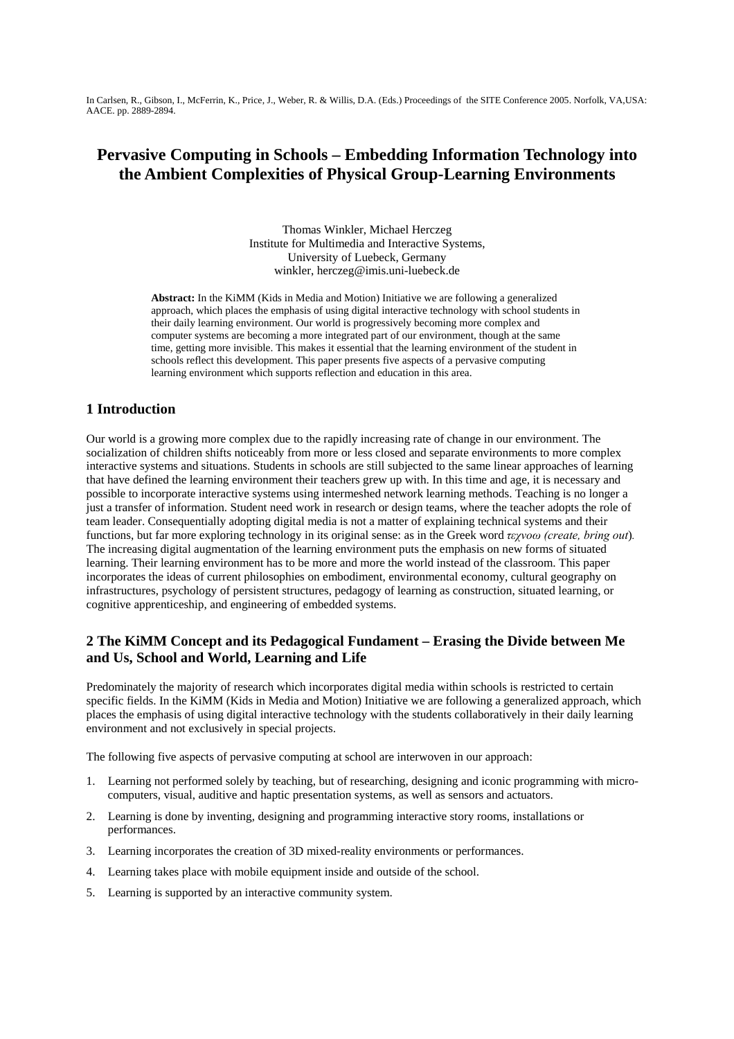In Carlsen, R., Gibson, I., McFerrin, K., Price, J., Weber, R. & Willis, D.A. (Eds.) Proceedings of the SITE Conference 2005. Norfolk, VA,USA: AACE. pp. 2889-2894.

# Pervasive Computing in Schools – Embedding Information Technology into the Ambient Complexities of Physical Group-Learning Environments

Thomas Winkler, Michael Herczeg
Institute for Multimedia and Interactive Systems,
University of Luebeck, Germany
winkler, herczeg@imis.uni-luebeck.de

**Abstract:** In the KiMM (Kids in Media and Motion) Initiative we are following a generalized approach, which places the emphasis of using digital interactive technology with school students in their daily learning environment. Our world is progressively becoming more complex and computer systems are becoming a more integrated part of our environment, though at the same time, getting more invisible. This makes it essential that the learning environment of the student in schools reflect this development. This paper presents five aspects of a pervasive computing learning environment which supports reflection and education in this area.

## 1 Introduction

Our world is a growing more complex due to the rapidly increasing rate of change in our environment. The socialization of children shifts noticeably from more or less closed and separate environments to more complex interactive systems and situations. Students in schools are still subjected to the same linear approaches of learning that have defined the learning environment their teachers grew up with. In this time and age, it is necessary and possible to incorporate interactive systems using intermeshed network learning methods. Teaching is no longer a just a transfer of information. Student need work in research or design teams, where the teacher adopts the role of team leader. Consequentially adopting digital media is not a matter of explaining technical systems and their functions, but far more exploring technology in its original sense: as in the Greek word *τεχνοω (create, bring out)*. The increasing digital augmentation of the learning environment puts the emphasis on new forms of situated learning. Their learning environment has to be more and more the world instead of the classroom. This paper incorporates the ideas of current philosophies on embodiment, environmental economy, cultural geography on infrastructures, psychology of persistent structures, pedagogy of learning as construction, situated learning, or cognitive apprenticeship, and engineering of embedded systems.

## 2 The KiMM Concept and its Pedagogical Fundament – Erasing the Divide between Me and Us, School and World, Learning and Life

Predominately the majority of research which incorporates digital media within schools is restricted to certain specific fields. In the KiMM (Kids in Media and Motion) Initiative we are following a generalized approach, which places the emphasis of using digital interactive technology with the students collaboratively in their daily learning environment and not exclusively in special projects.

The following five aspects of pervasive computing at school are interwoven in our approach:

1. Learning not performed solely by teaching, but of researching, designing and iconic programming with micro-computers, visual, auditive and haptic presentation systems, as well as sensors and actuators.
2. Learning is done by inventing, designing and programming interactive story rooms, installations or performances.
3. Learning incorporates the creation of 3D mixed-reality environments or performances.
4. Learning takes place with mobile equipment inside and outside of the school.
5. Learning is supported by an interactive community system.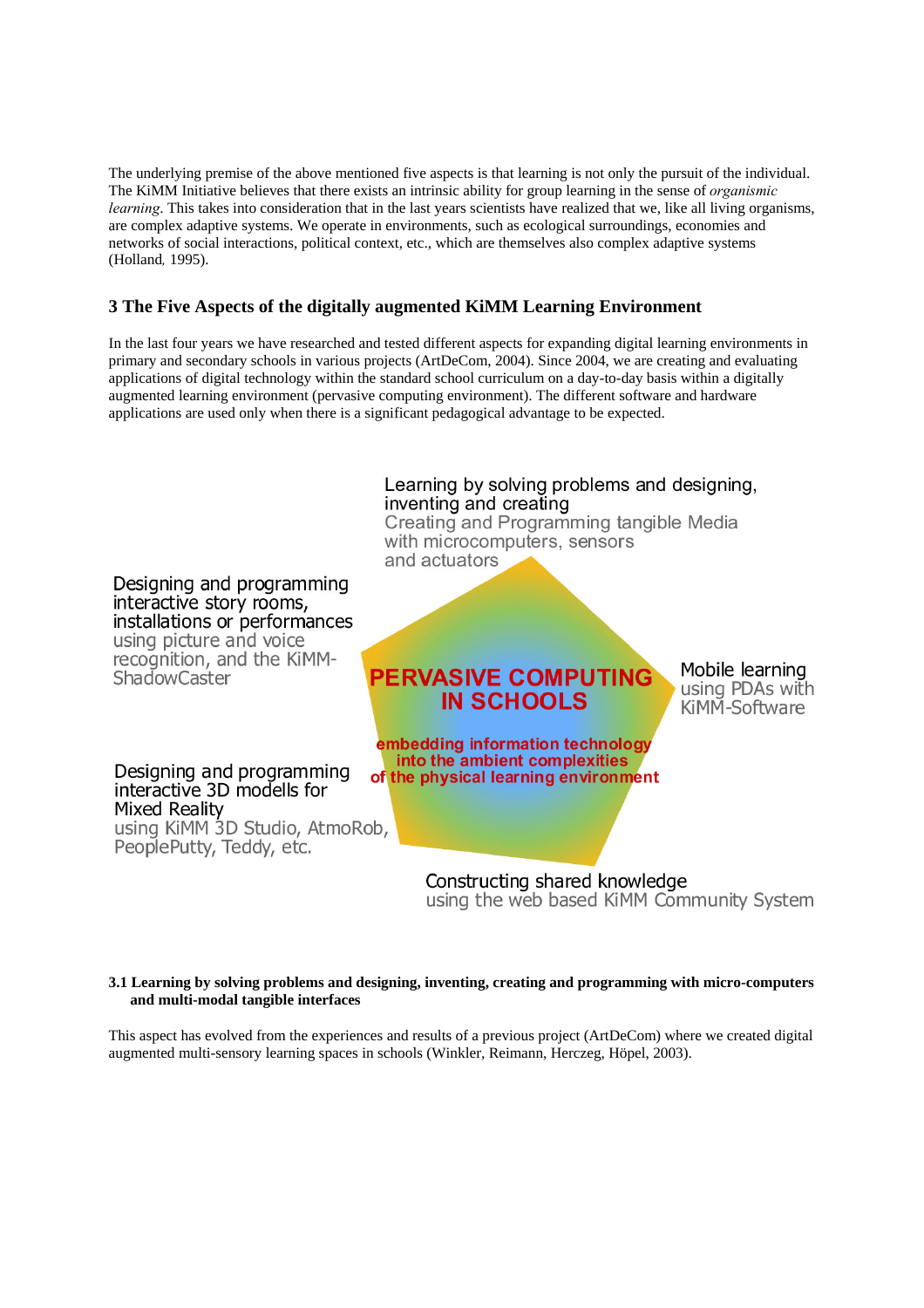The underlying premise of the above mentioned five aspects is that learning is not only the pursuit of the individual. The KiMM Initiative believes that there exists an intrinsic ability for group learning in the sense of *organismic learning*. This takes into consideration that in the last years scientists have realized that we, like all living organisms, are complex adaptive systems. We operate in environments, such as ecological surroundings, economies and networks of social interactions, political context, etc., which are themselves also complex adaptive systems (Holland, 1995).

## 3 The Five Aspects of the digitally augmented KiMM Learning Environment

In the last four years we have researched and tested different aspects for expanding digital learning environments in primary and secondary schools in various projects (ArtDeCom, 2004). Since 2004, we are creating and evaluating applications of digital technology within the standard school curriculum on a day-to-day basis within a digitally augmented learning environment (pervasive computing environment). The different software and hardware applications are used only when there is a significant pedagogical advantage to be expected.

Learning by solving problems and designing, inventing and creating
Creating and Programming tangible Media with microcomputers, sensors and actuators

Designing and programming interactive story rooms, installations or performances
using picture and voice recognition, and the KiMM-ShadowCaster

**PERVASIVE COMPUTING IN SCHOOLS**

**embedding information technology into the ambient complexities of the physical learning environment**

Mobile learning
using PDAs with KiMM-Software

Designing and programming interactive 3D modells for Mixed Reality
using KiMM 3D Studio, AtmoRob, PeoplePutty, Teddy, etc.

Constructing shared knowledge
using the web based KiMM Community System

### 3.1 Learning by solving problems and designing, inventing, creating and programming with micro-computers and multi-modal tangible interfaces

This aspect has evolved from the experiences and results of a previous project (ArtDeCom) where we created digital augmented multi-sensory learning spaces in schools (Winkler, Reimann, Herczeg, Höpel, 2003).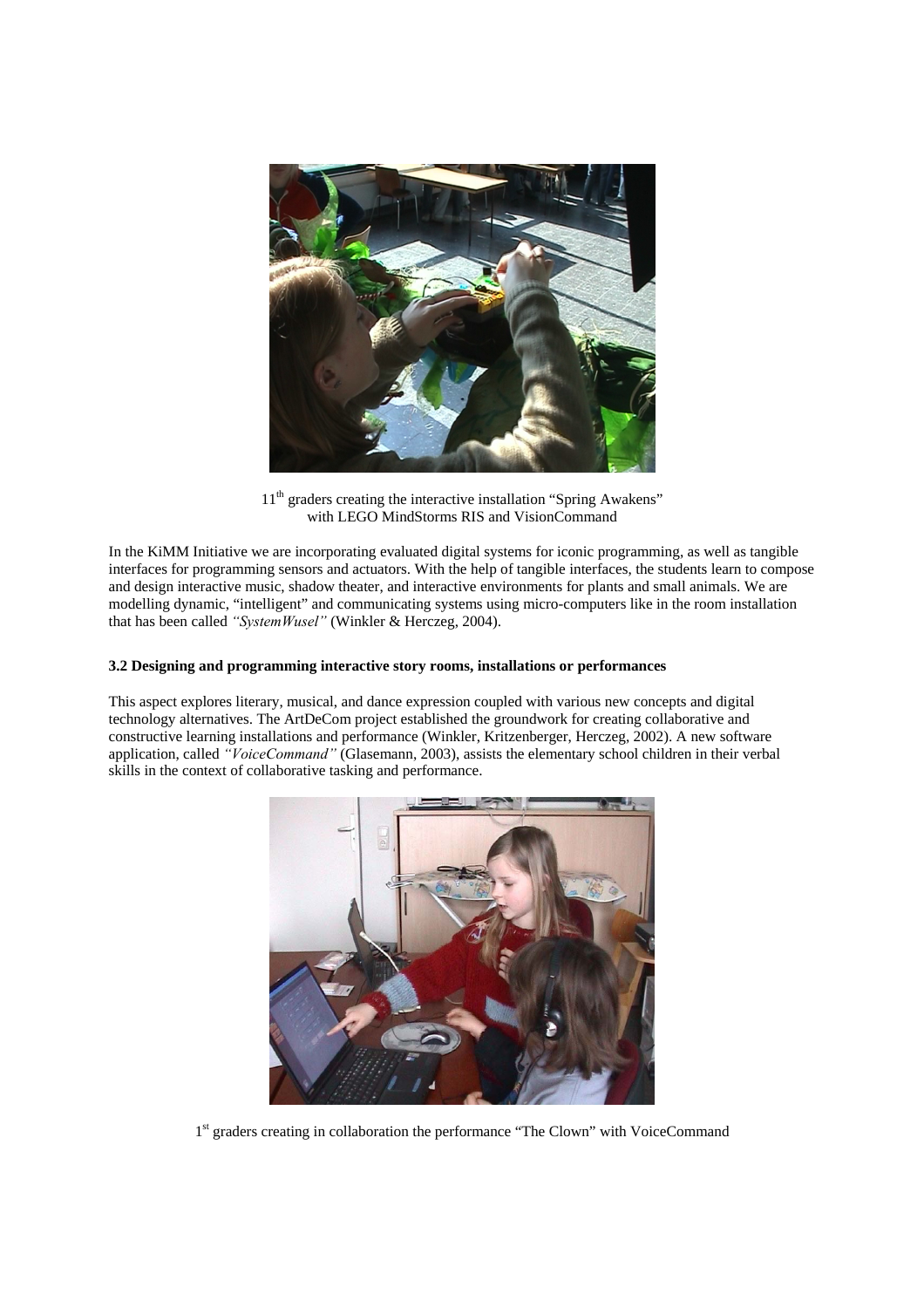11th graders creating the interactive installation “Spring Awakens” with LEGO MindStorms RIS and VisionCommand

In the KiMM Initiative we are incorporating evaluated digital systems for iconic programming, as well as tangible interfaces for programming sensors and actuators. With the help of tangible interfaces, the students learn to compose and design interactive music, shadow theater, and interactive environments for plants and small animals. We are modelling dynamic, “intelligent” and communicating systems using micro-computers like in the room installation that has been called *“SystemWusel”* (Winkler & Herczeg, 2004).

### 3.2 Designing and programming interactive story rooms, installations or performances

This aspect explores literary, musical, and dance expression coupled with various new concepts and digital technology alternatives. The ArtDeCom project established the groundwork for creating collaborative and constructive learning installations and performance (Winkler, Kritzenberger, Herczeg, 2002). A new software application, called *“VoiceCommand”* (Glasemann, 2003), assists the elementary school children in their verbal skills in the context of collaborative tasking and performance.

1st graders creating in collaboration the performance “The Clown” with VoiceCommand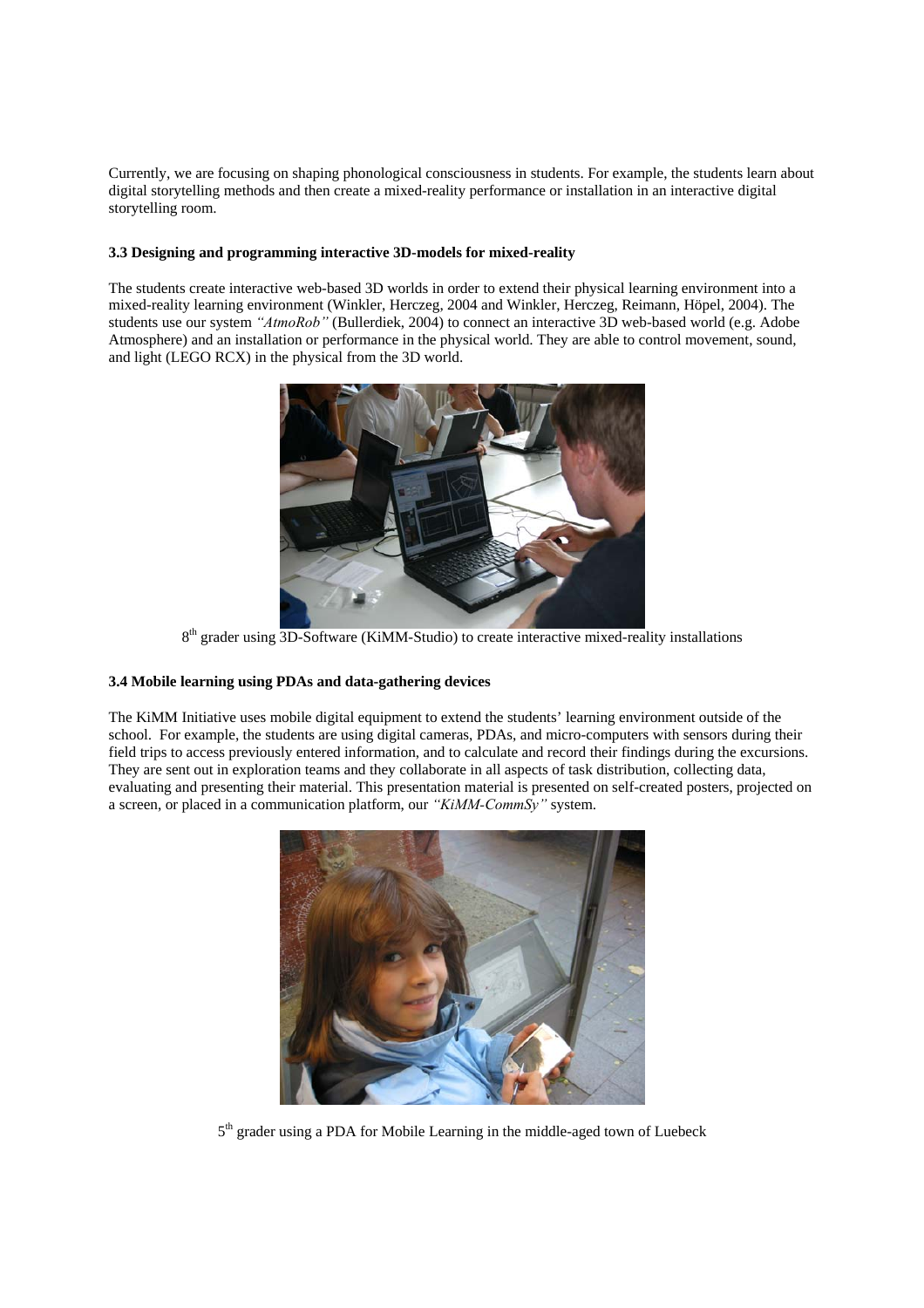Currently, we are focusing on shaping phonological consciousness in students. For example, the students learn about digital storytelling methods and then create a mixed-reality performance or installation in an interactive digital storytelling room.

### 3.3 Designing and programming interactive 3D-models for mixed-reality

The students create interactive web-based 3D worlds in order to extend their physical learning environment into a mixed-reality learning environment (Winkler, Herczeg, 2004 and Winkler, Herczeg, Reimann, Höpel, 2004). The students use our system *"AtmoRob"* (Bullerdiek, 2004) to connect an interactive 3D web-based world (e.g. Adobe Atmosphere) and an installation or performance in the physical world. They are able to control movement, sound, and light (LEGO RCX) in the physical from the 3D world.

8th grader using 3D-Software (KiMM-Studio) to create interactive mixed-reality installations

### 3.4 Mobile learning using PDAs and data-gathering devices

The KiMM Initiative uses mobile digital equipment to extend the students' learning environment outside of the school. For example, the students are using digital cameras, PDAs, and micro-computers with sensors during their field trips to access previously entered information, and to calculate and record their findings during the excursions. They are sent out in exploration teams and they collaborate in all aspects of task distribution, collecting data, evaluating and presenting their material. This presentation material is presented on self-created posters, projected on a screen, or placed in a communication platform, our *"KiMM-CommSy"* system.

5th grader using a PDA for Mobile Learning in the middle-aged town of Luebeck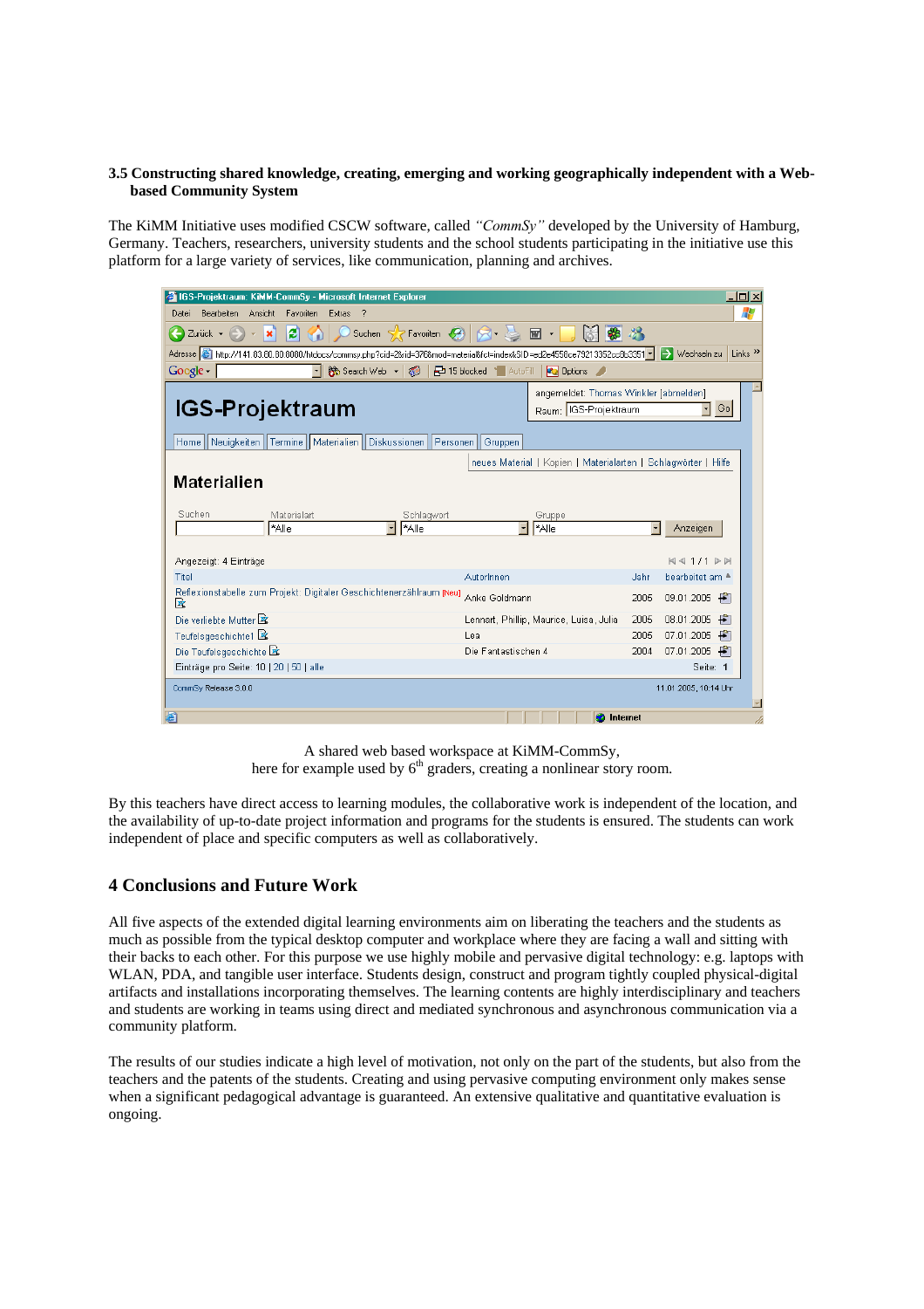### 3.5 Constructing shared knowledge, creating, emerging and working geographically independent with a Web-based Community System

The KiMM Initiative uses modified CSCW software, called *"CommSy"* developed by the University of Hamburg, Germany. Teachers, researchers, university students and the school students participating in the initiative use this platform for a large variety of services, like communication, planning and archives.

A shared web based workspace at KiMM-CommSy,
here for example used by 6th graders, creating a nonlinear story room.

By this teachers have direct access to learning modules, the collaborative work is independent of the location, and the availability of up-to-date project information and programs for the students is ensured. The students can work independent of place and specific computers as well as collaboratively.

## 4 Conclusions and Future Work

All five aspects of the extended digital learning environments aim on liberating the teachers and the students as much as possible from the typical desktop computer and workplace where they are facing a wall and sitting with their backs to each other. For this purpose we use highly mobile and pervasive digital technology: e.g. laptops with WLAN, PDA, and tangible user interface. Students design, construct and program tightly coupled physical-digital artifacts and installations incorporating themselves. The learning contents are highly interdisciplinary and teachers and students are working in teams using direct and mediated synchronous and asynchronous communication via a community platform.

The results of our studies indicate a high level of motivation, not only on the part of the students, but also from the teachers and the patents of the students. Creating and using pervasive computing environment only makes sense when a significant pedagogical advantage is guaranteed. An extensive qualitative and quantitative evaluation is ongoing.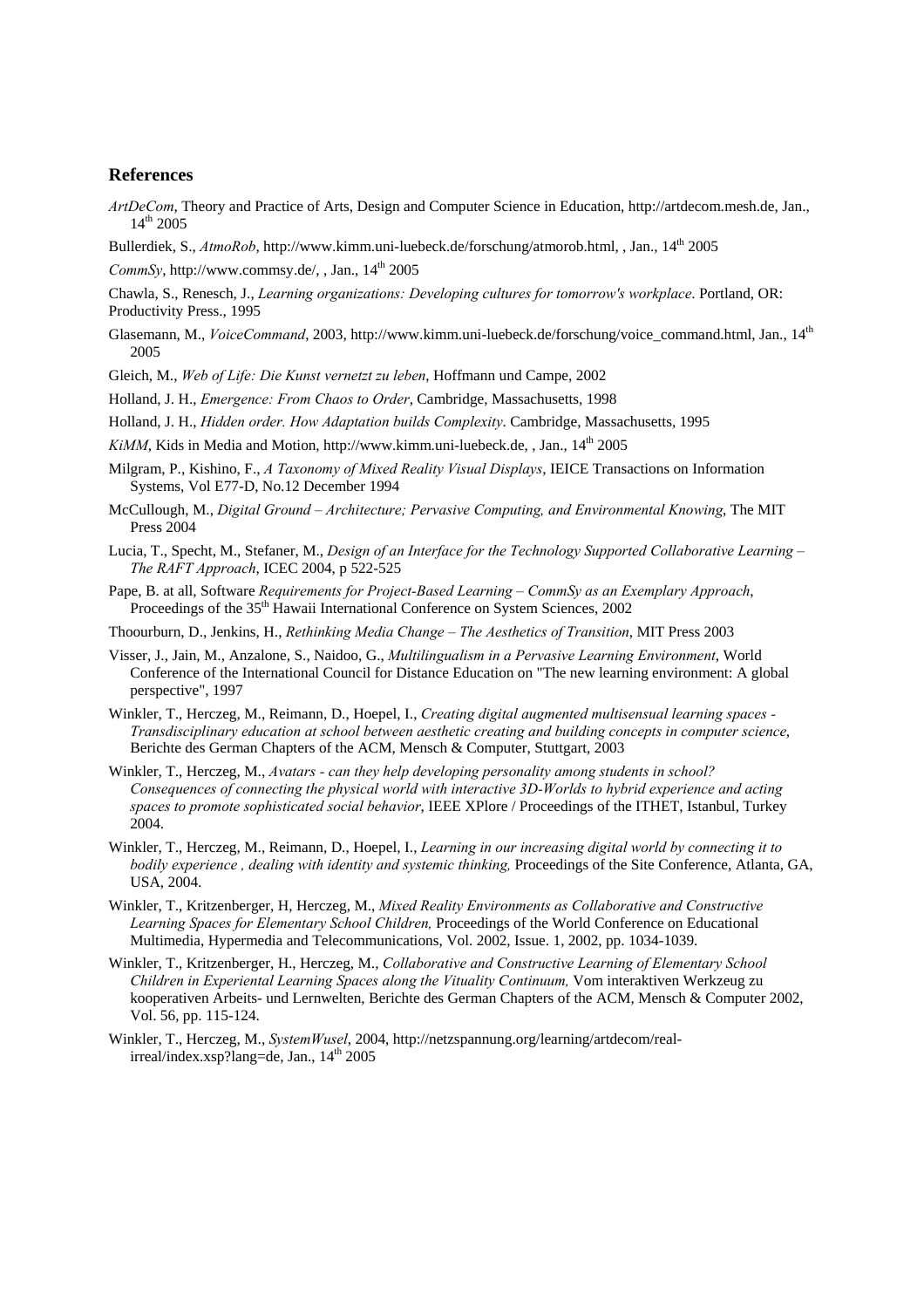## References

*ArtDeCom*, Theory and Practice of Arts, Design and Computer Science in Education, http://artdecom.mesh.de, Jan., 14th 2005

Bullerdiek, S., *AtmoRob*, http://www.kimm.uni-luebeck.de/forschung/atmorob.html, , Jan., 14th 2005

*CommSy*, http://www.commsy.de/, , Jan., 14th 2005

Chawla, S., Renesch, J., *Learning organizations: Developing cultures for tomorrow's workplace*. Portland, OR: Productivity Press., 1995

Glasemann, M., *VoiceCommand*, 2003, http://www.kimm.uni-luebeck.de/forschung/voice_command.html, Jan., 14th 2005

Gleich, M., *Web of Life: Die Kunst vernetzt zu leben*, Hoffmann und Campe, 2002

Holland, J. H., *Emergence: From Chaos to Order*, Cambridge, Massachusetts, 1998

Holland, J. H., *Hidden order. How Adaptation builds Complexity*. Cambridge, Massachusetts, 1995

*KiMM*, Kids in Media and Motion, http://www.kimm.uni-luebeck.de, , Jan., 14th 2005

Milgram, P., Kishino, F., *A Taxonomy of Mixed Reality Visual Displays*, IEICE Transactions on Information Systems, Vol E77-D, No.12 December 1994

McCullough, M., *Digital Ground – Architecture; Pervasive Computing, and Environmental Knowing*, The MIT Press 2004

Lucia, T., Specht, M., Stefaner, M., *Design of an Interface for the Technology Supported Collaborative Learning – The RAFT Approach*, ICEC 2004, p 522-525

Pape, B. at all, Software *Requirements for Project-Based Learning – CommSy as an Exemplary Approach*, Proceedings of the 35th Hawaii International Conference on System Sciences, 2002

Thoourburn, D., Jenkins, H., *Rethinking Media Change – The Aesthetics of Transition*, MIT Press 2003

Visser, J., Jain, M., Anzalone, S., Naidoo, G., *Multilingualism in a Pervasive Learning Environment*, World Conference of the International Council for Distance Education on "The new learning environment: A global perspective", 1997

Winkler, T., Herczeg, M., Reimann, D., Hoepel, I., *Creating digital augmented multisensual learning spaces - Transdisciplinary education at school between aesthetic creating and building concepts in computer science*, Berichte des German Chapters of the ACM, Mensch & Computer, Stuttgart, 2003

Winkler, T., Herczeg, M., *Avatars - can they help developing personality among students in school? Consequences of connecting the physical world with interactive 3D-Worlds to hybrid experience and acting spaces to promote sophisticated social behavior*, IEEE XPlore / Proceedings of the ITHET, Istanbul, Turkey 2004.

Winkler, T., Herczeg, M., Reimann, D., Hoepel, I., *Learning in our increasing digital world by connecting it to bodily experience , dealing with identity and systemic thinking,* Proceedings of the Site Conference, Atlanta, GA, USA, 2004.

Winkler, T., Kritzenberger, H, Herczeg, M., *Mixed Reality Environments as Collaborative and Constructive Learning Spaces for Elementary School Children,* Proceedings of the World Conference on Educational Multimedia, Hypermedia and Telecommunications, Vol. 2002, Issue. 1, 2002, pp. 1034-1039.

Winkler, T., Kritzenberger, H., Herczeg, M., *Collaborative and Constructive Learning of Elementary School Children in Experiental Learning Spaces along the Vituality Continuum,* Vom interaktiven Werkzeug zu kooperativen Arbeits- und Lernwelten, Berichte des German Chapters of the ACM, Mensch & Computer 2002, Vol. 56, pp. 115-124.

Winkler, T., Herczeg, M., *SystemWusel*, 2004, http://netzspannung.org/learning/artdecom/real-irreal/index.xsp?lang=de, Jan., 14th 2005